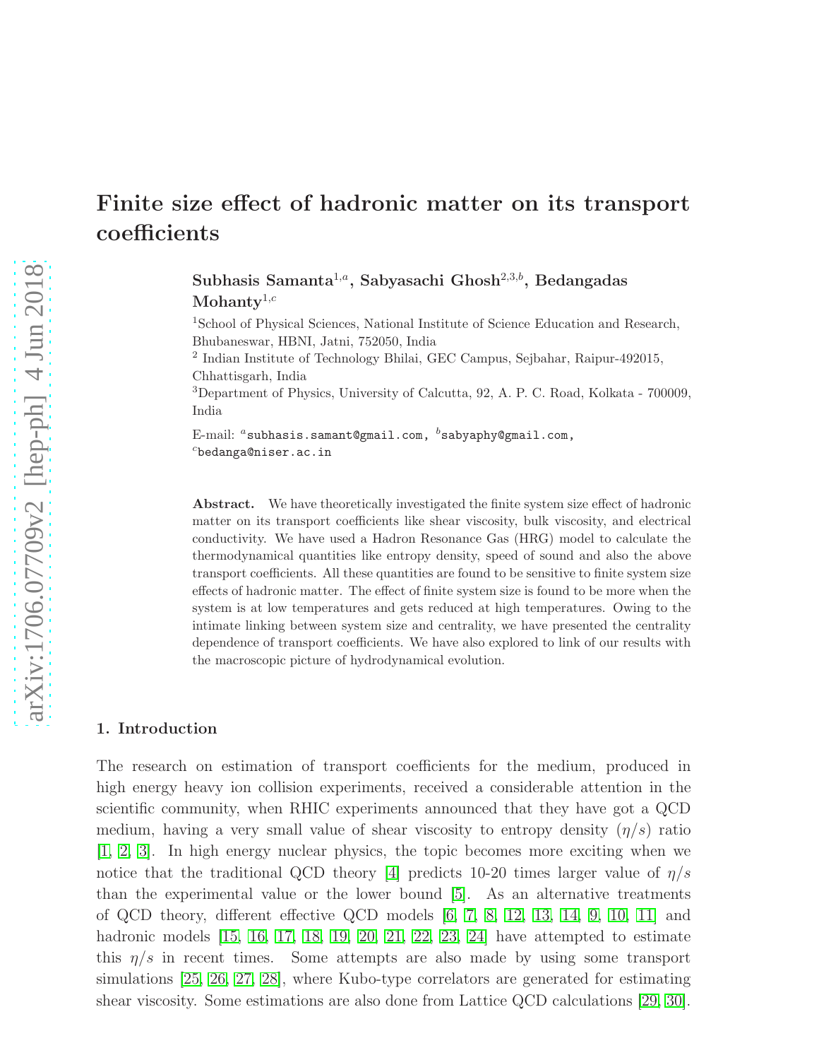# Finite size effect of hadronic matter on its transport coefficients

**Subhasis Samanta[1,a], Sabyasachi Ghosh[2,3,b], Bedangadas Mohanty[1,c]**

[1]School of Physical Sciences, National Institute of Science Education and Research, Bhubaneswar, HBNI, Jatni, 752050, India

[2] Indian Institute of Technology Bhilai, GEC Campus, Sejbahar, Raipur-492015, Chhattisgarh, India

[3]Department of Physics, University of Calcutta, 92, A. P. C. Road, Kolkata - 700009, India

E-mail: [a]subhasis.samant@gmail.com, [b]sabyaphy@gmail.com, [c]bedanga@niser.ac.in

**Abstract.** We have theoretically investigated the finite system size effect of hadronic matter on its transport coefficients like shear viscosity, bulk viscosity, and electrical conductivity. We have used a Hadron Resonance Gas (HRG) model to calculate the thermodynamical quantities like entropy density, speed of sound and also the above transport coefficients. All these quantities are found to be sensitive to finite system size effects of hadronic matter. The effect of finite system size is found to be more when the system is at low temperatures and gets reduced at high temperatures. Owing to the intimate linking between system size and centrality, we have presented the centrality dependence of transport coefficients. We have also explored to link of our results with the macroscopic picture of hydrodynamical evolution.

## 1. Introduction

The research on estimation of transport coefficients for the medium, produced in high energy heavy ion collision experiments, received a considerable attention in the scientific community, when RHIC experiments announced that they have got a QCD medium, having a very small value of shear viscosity to entropy density ($\eta/s$) ratio [1, 2, 3]. In high energy nuclear physics, the topic becomes more exciting when we notice that the traditional QCD theory [4] predicts 10-20 times larger value of $\eta/s$ than the experimental value or the lower bound [5]. As an alternative treatments of QCD theory, different effective QCD models [6, 7, 8, 12, 13, 14, 9, 10, 11] and hadronic models [15, 16, 17, 18, 19, 20, 21, 22, 23, 24] have attempted to estimate this $\eta/s$ in recent times. Some attempts are also made by using some transport simulations [25, 26, 27, 28], where Kubo-type correlators are generated for estimating shear viscosity. Some estimations are also done from Lattice QCD calculations [29, 30].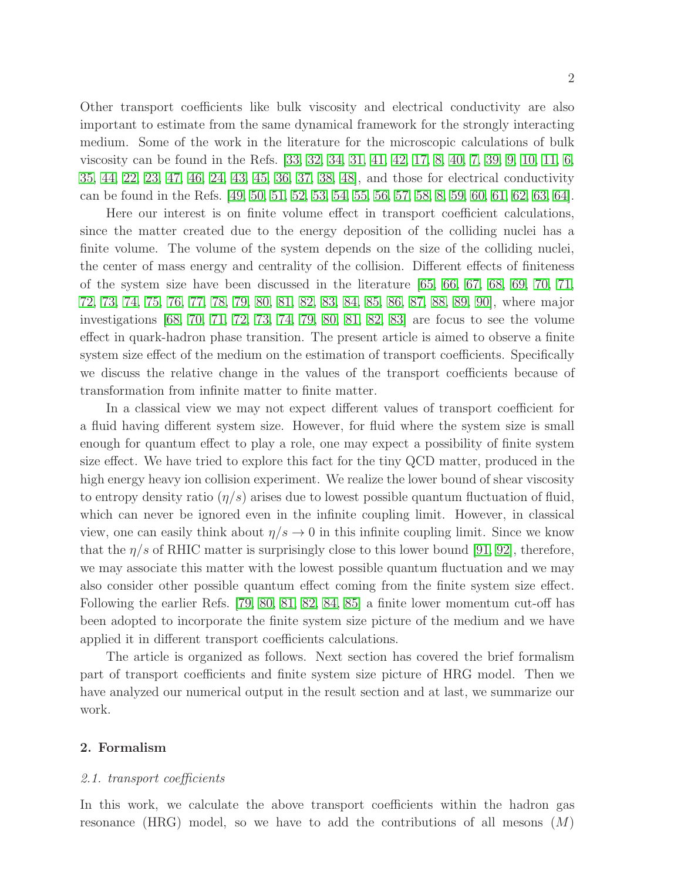Other transport coefficients like bulk viscosity and electrical conductivity are also important to estimate from the same dynamical framework for the strongly interacting medium. Some of the work in the literature for the microscopic calculations of bulk viscosity can be found in the Refs. [33, 32, 34, 31, 41, 42, 17, 8, 40, 7, 39, 9, 10, 11, 6, 35, 44, 22, 23, 47, 46, 24, 43, 45, 36, 37, 38, 48], and those for electrical conductivity can be found in the Refs. [49, 50, 51, 52, 53, 54, 55, 56, 57, 58, 8, 59, 60, 61, 62, 63, 64].

Here our interest is on finite volume effect in transport coefficient calculations, since the matter created due to the energy deposition of the colliding nuclei has a finite volume. The volume of the system depends on the size of the colliding nuclei, the center of mass energy and centrality of the collision. Different effects of finiteness of the system size have been discussed in the literature [65, 66, 67, 68, 69, 70, 71, 72, 73, 74, 75, 76, 77, 78, 79, 80, 81, 82, 83, 84, 85, 86, 87, 88, 89, 90], where major investigations [68, 70, 71, 72, 73, 74, 79, 80, 81, 82, 83] are focus to see the volume effect in quark-hadron phase transition. The present article is aimed to observe a finite system size effect of the medium on the estimation of transport coefficients. Specifically we discuss the relative change in the values of the transport coefficients because of transformation from infinite matter to finite matter.

In a classical view we may not expect different values of transport coefficient for a fluid having different system size. However, for fluid where the system size is small enough for quantum effect to play a role, one may expect a possibility of finite system size effect. We have tried to explore this fact for the tiny QCD matter, produced in the high energy heavy ion collision experiment. We realize the lower bound of shear viscosity to entropy density ratio ($\eta/s$) arises due to lowest possible quantum fluctuation of fluid, which can never be ignored even in the infinite coupling limit. However, in classical view, one can easily think about $\eta/s \to 0$ in this infinite coupling limit. Since we know that the $\eta/s$ of RHIC matter is surprisingly close to this lower bound [91, 92], therefore, we may associate this matter with the lowest possible quantum fluctuation and we may also consider other possible quantum effect coming from the finite system size effect. Following the earlier Refs. [79, 80, 81, 82, 84, 85] a finite lower momentum cut-off has been adopted to incorporate the finite system size picture of the medium and we have applied it in different transport coefficients calculations.

The article is organized as follows. Next section has covered the brief formalism part of transport coefficients and finite system size picture of HRG model. Then we have analyzed our numerical output in the result section and at last, we summarize our work.

## 2. Formalism

### *2.1. transport coefficients*

In this work, we calculate the above transport coefficients within the hadron gas resonance (HRG) model, so we have to add the contributions of all mesons ($M$)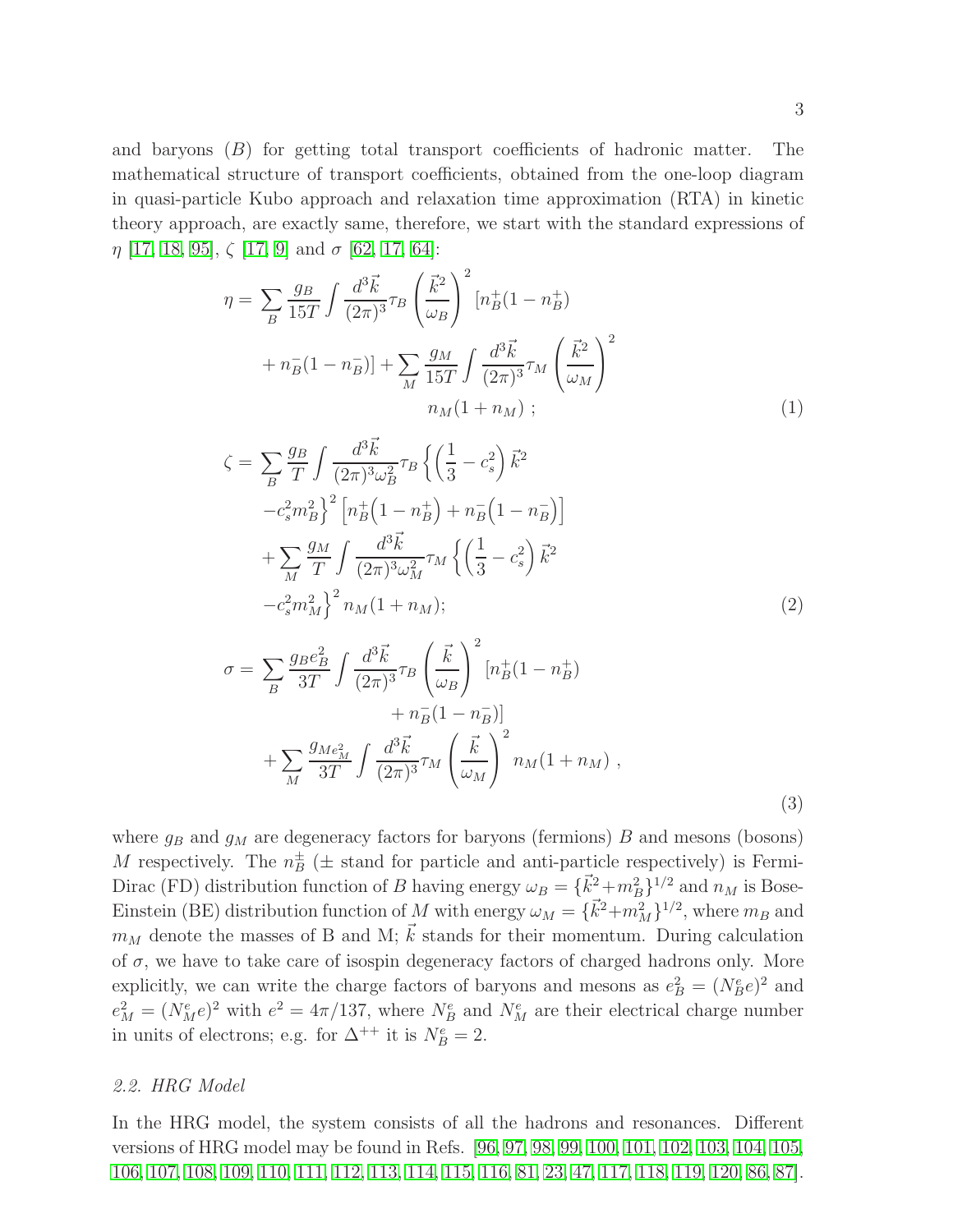and baryons ($B$) for getting total transport coefficients of hadronic matter. The mathematical structure of transport coefficients, obtained from the one-loop diagram in quasi-particle Kubo approach and relaxation time approximation (RTA) in kinetic theory approach, are exactly same, therefore, we start with the standard expressions of $\eta$ [17, 18, 95], $\zeta$ [17, 9] and $\sigma$ [62, 17, 64]:

$$
\begin{aligned}
\eta = & \sum_B \frac{g_B}{15T}\int \frac{d^3\vec{k}}{(2\pi)^3}\tau_B \left(\frac{\vec{k}^2}{\omega_B}\right)^2 [n_B^+(1-n_B^+) \\
& + n_B^-(1-n_B^-)] + \sum_M \frac{g_M}{15T}\int \frac{d^3\vec{k}}{(2\pi)^3}\tau_M \left(\frac{\vec{k}^2}{\omega_M}\right)^2 \\
& \qquad n_M(1+n_M)\ ;
\end{aligned}
\tag{1}
$$

$$
\begin{aligned}
\zeta = & \sum_B \frac{g_B}{T}\int \frac{d^3\vec{k}}{(2\pi)^3\omega_B^2}\tau_B \left\{\left(\frac{1}{3}-c_s^2\right)\vec{k}^2 \right. \\
& \left. - c_s^2 m_B^2\right\}^2 \Big[n_B^+\big(1-n_B^+\big) + n_B^-\big(1-n_B^-\big)\Big] \\
& + \sum_M \frac{g_M}{T}\int \frac{d^3\vec{k}}{(2\pi)^3\omega_M^2}\tau_M \left\{\left(\frac{1}{3}-c_s^2\right)\vec{k}^2 \right. \\
& \left. - c_s^2 m_M^2\right\}^2 n_M(1+n_M);
\end{aligned}
\tag{2}
$$

$$
\begin{aligned}
\sigma = & \sum_B \frac{g_B e_B^2}{3T}\int \frac{d^3\vec{k}}{(2\pi)^3}\tau_B \left(\frac{\vec{k}}{\omega_B}\right)^2 [n_B^+(1-n_B^+) \\
& \qquad + n_B^-(1-n_B^-)] \\
& + \sum_M \frac{g_{M e_M^2}}{3T}\int \frac{d^3\vec{k}}{(2\pi)^3}\tau_M \left(\frac{\vec{k}}{\omega_M}\right)^2 n_M(1+n_M)\ ,
\end{aligned}
\tag{3}
$$

where $g_B$ and $g_M$ are degeneracy factors for baryons (fermions) $B$ and mesons (bosons) $M$ respectively. The $n_B^{\pm}$ ($\pm$ stand for particle and anti-particle respectively) is Fermi-Dirac (FD) distribution function of $B$ having energy $\omega_B = \{\vec{k}^2 + m_B^2\}^{1/2}$ and $n_M$ is Bose-Einstein (BE) distribution function of $M$ with energy $\omega_M = \{\vec{k}^2 + m_M^2\}^{1/2}$, where $m_B$ and $m_M$ denote the masses of B and M; $\vec{k}$ stands for their momentum. During calculation of $\sigma$, we have to take care of isospin degeneracy factors of charged hadrons only. More explicitly, we can write the charge factors of baryons and mesons as $e_B^2 = (N_B^e e)^2$ and $e_M^2 = (N_M^e e)^2$ with $e^2 = 4\pi/137$, where $N_B^e$ and $N_M^e$ are their electrical charge number in units of electrons; e.g. for $\Delta^{++}$ it is $N_B^e = 2$.

### *2.2. HRG Model*

In the HRG model, the system consists of all the hadrons and resonances. Different versions of HRG model may be found in Refs. [96, 97, 98, 99, 100, 101, 102, 103, 104, 105, 106, 107, 108, 109, 110, 111, 112, 113, 114, 115, 116, 81, 23, 47, 117, 118, 119, 120, 86, 87].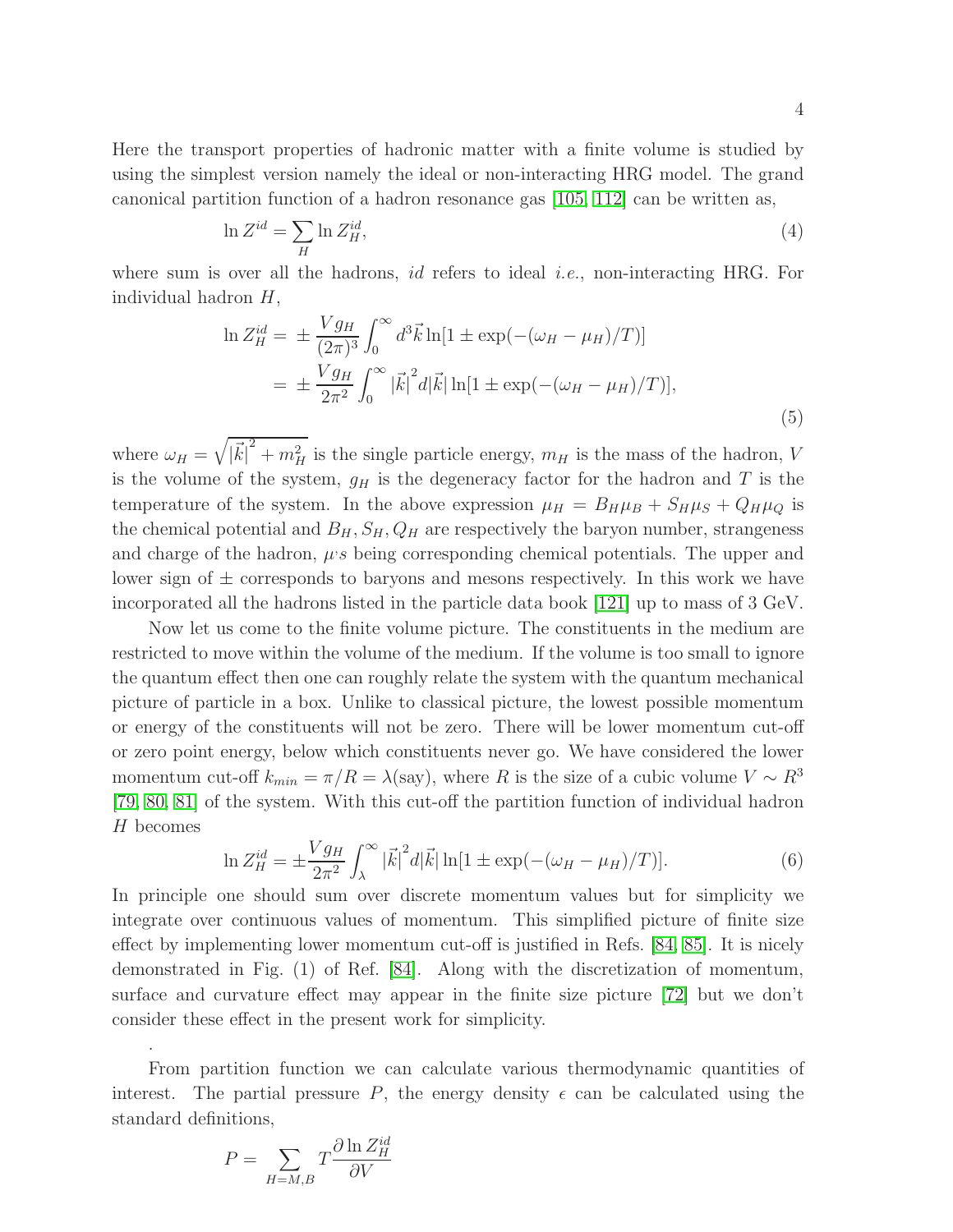Here the transport properties of hadronic matter with a finite volume is studied by using the simplest version namely the ideal or non-interacting HRG model. The grand canonical partition function of a hadron resonance gas [105, 112] can be written as,

$$\ln Z^{id} = \sum_{H} \ln Z_H^{id}, \tag{4}$$

where sum is over all the hadrons, *id* refers to ideal *i.e.*, non-interacting HRG. For individual hadron $H$,

$$\begin{aligned}
\ln Z_H^{id} &= \pm \frac{V g_H}{(2\pi)^3} \int_0^\infty d^3\vec{k} \ln[1 \pm \exp(-(\omega_H - \mu_H)/T)] \\
&= \pm \frac{V g_H}{2\pi^2} \int_0^\infty |\vec{k}|^2 d|\vec{k}| \ln[1 \pm \exp(-(\omega_H - \mu_H)/T)],
\end{aligned} \tag{5}$$

where $\omega_H = \sqrt{|\vec{k}|^2 + m_H^2}$ is the single particle energy, $m_H$ is the mass of the hadron, $V$ is the volume of the system, $g_H$ is the degeneracy factor for the hadron and $T$ is the temperature of the system. In the above expression $\mu_H = B_H\mu_B + S_H\mu_S + Q_H\mu_Q$ is the chemical potential and $B_H, S_H, Q_H$ are respectively the baryon number, strangeness and charge of the hadron, $\mu$'s being corresponding chemical potentials. The upper and lower sign of $\pm$ corresponds to baryons and mesons respectively. In this work we have incorporated all the hadrons listed in the particle data book [121] up to mass of 3 GeV.

Now let us come to the finite volume picture. The constituents in the medium are restricted to move within the volume of the medium. If the volume is too small to ignore the quantum effect then one can roughly relate the system with the quantum mechanical picture of particle in a box. Unlike to classical picture, the lowest possible momentum or energy of the constituents will not be zero. There will be lower momentum cut-off or zero point energy, below which constituents never go. We have considered the lower momentum cut-off $k_{min} = \pi/R = \lambda$(say), where $R$ is the size of a cubic volume $V \sim R^3$ [79, 80, 81] of the system. With this cut-off the partition function of individual hadron $H$ becomes

$$\ln Z_H^{id} = \pm \frac{V g_H}{2\pi^2} \int_\lambda^\infty |\vec{k}|^2 d|\vec{k}| \ln[1 \pm \exp(-(\omega_H - \mu_H)/T)]. \tag{6}$$

In principle one should sum over discrete momentum values but for simplicity we integrate over continuous values of momentum. This simplified picture of finite size effect by implementing lower momentum cut-off is justified in Refs. [84, 85]. It is nicely demonstrated in Fig. (1) of Ref. [84]. Along with the discretization of momentum, surface and curvature effect may appear in the finite size picture [72] but we don't consider these effect in the present work for simplicity.

.

From partition function we can calculate various thermodynamic quantities of interest. The partial pressure $P$, the energy density $\epsilon$ can be calculated using the standard definitions,

$$P = \sum_{H=M,B} T \frac{\partial \ln Z_H^{id}}{\partial V}$$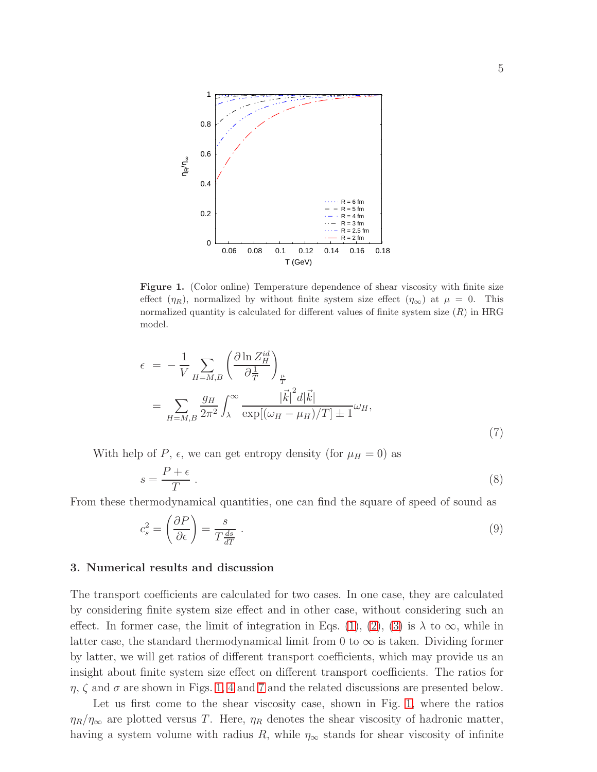**Figure 1.** (Color online) Temperature dependence of shear viscosity with finite size effect ($\eta_R$), normalized by without finite system size effect ($\eta_\infty$) at $\mu = 0$. This normalized quantity is calculated for different values of finite system size ($R$) in HRG model.

$$
\begin{aligned}
\epsilon &= -\frac{1}{V}\sum_{H=M,B}\left(\frac{\partial \ln Z_H^{id}}{\partial \frac{1}{T}}\right)_{\frac{\mu}{T}} \\
&= \sum_{H=M,B}\frac{g_H}{2\pi^2}\int_{\lambda}^{\infty}\frac{|\vec{k}|^2 d|\vec{k}|}{\exp[(\omega_H-\mu_H)/T]\pm 1}\omega_H,
\end{aligned}
\tag{7}
$$

With help of $P$, $\epsilon$, we can get entropy density (for $\mu_H = 0$) as

$$
s = \frac{P+\epsilon}{T} \ . \tag{8}
$$

From these thermodynamical quantities, one can find the square of speed of sound as

$$
c_s^2 = \left(\frac{\partial P}{\partial \epsilon}\right) = \frac{s}{T\frac{ds}{dT}} \ . \tag{9}
$$

## 3. Numerical results and discussion

The transport coefficients are calculated for two cases. In one case, they are calculated by considering finite system size effect and in other case, without considering such an effect. In former case, the limit of integration in Eqs. (1), (2), (3) is $\lambda$ to $\infty$, while in latter case, the standard thermodynamical limit from 0 to $\infty$ is taken. Dividing former by latter, we will get ratios of different transport coefficients, which may provide us an insight about finite system size effect on different transport coefficients. The ratios for $\eta$, $\zeta$ and $\sigma$ are shown in Figs. 1, 4 and 7 and the related discussions are presented below.

Let us first come to the shear viscosity case, shown in Fig. 1, where the ratios $\eta_R/\eta_\infty$ are plotted versus $T$. Here, $\eta_R$ denotes the shear viscosity of hadronic matter, having a system volume with radius $R$, while $\eta_\infty$ stands for shear viscosity of infinite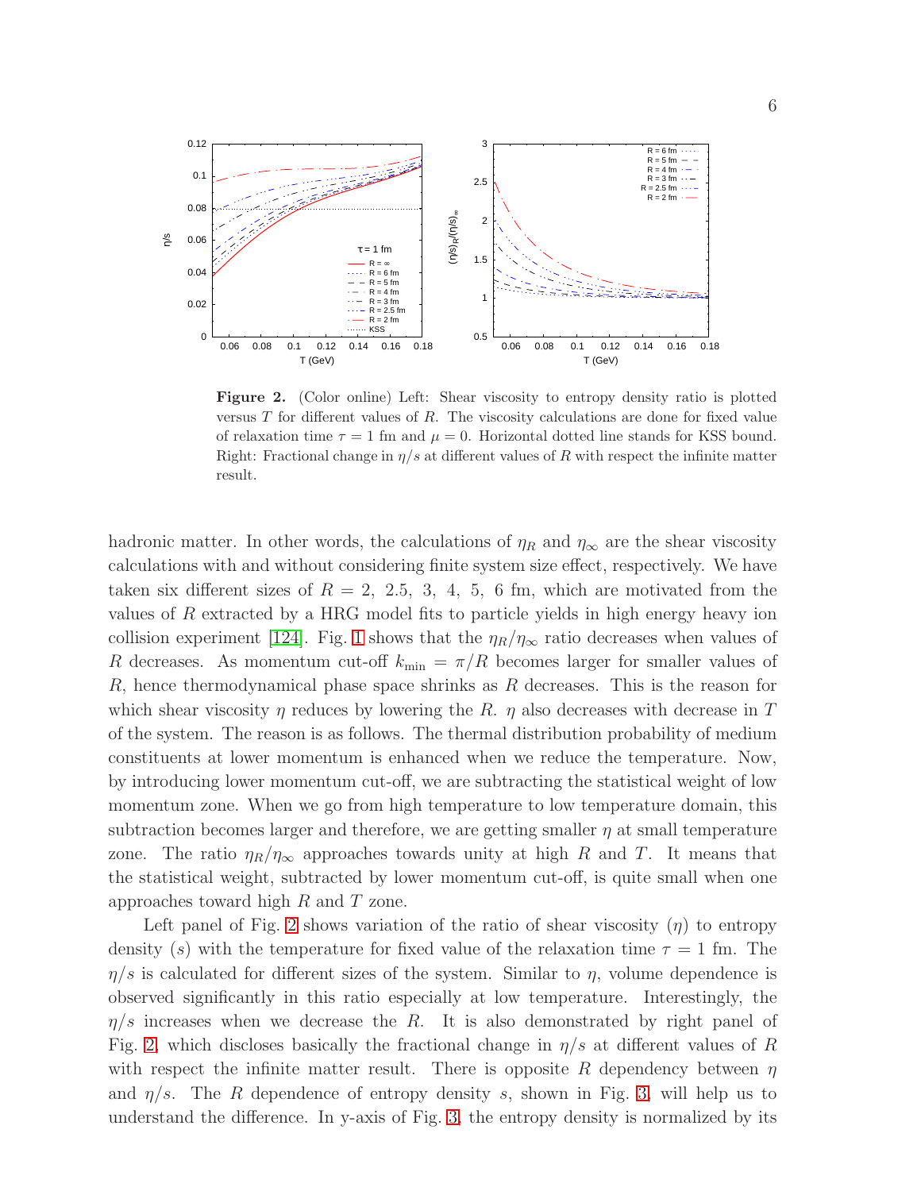**Figure 2.** (Color online) Left: Shear viscosity to entropy density ratio is plotted versus $T$ for different values of $R$. The viscosity calculations are done for fixed value of relaxation time $\tau = 1$ fm and $\mu = 0$. Horizontal dotted line stands for KSS bound. Right: Fractional change in $\eta/s$ at different values of $R$ with respect the infinite matter result.

hadronic matter. In other words, the calculations of $\eta_R$ and $\eta_\infty$ are the shear viscosity calculations with and without considering finite system size effect, respectively. We have taken six different sizes of $R = 2,\ 2.5,\ 3,\ 4,\ 5,\ 6$ fm, which are motivated from the values of $R$ extracted by a HRG model fits to particle yields in high energy heavy ion collision experiment [124]. Fig. 1 shows that the $\eta_R/\eta_\infty$ ratio decreases when values of $R$ decreases. As momentum cut-off $k_{\rm min} = \pi/R$ becomes larger for smaller values of $R$, hence thermodynamical phase space shrinks as $R$ decreases. This is the reason for which shear viscosity $\eta$ reduces by lowering the $R$. $\eta$ also decreases with decrease in $T$ of the system. The reason is as follows. The thermal distribution probability of medium constituents at lower momentum is enhanced when we reduce the temperature. Now, by introducing lower momentum cut-off, we are subtracting the statistical weight of low momentum zone. When we go from high temperature to low temperature domain, this subtraction becomes larger and therefore, we are getting smaller $\eta$ at small temperature zone. The ratio $\eta_R/\eta_\infty$ approaches towards unity at high $R$ and $T$. It means that the statistical weight, subtracted by lower momentum cut-off, is quite small when one approaches toward high $R$ and $T$ zone.

Left panel of Fig. 2 shows variation of the ratio of shear viscosity ($\eta$) to entropy density ($s$) with the temperature for fixed value of the relaxation time $\tau = 1$ fm. The $\eta/s$ is calculated for different sizes of the system. Similar to $\eta$, volume dependence is observed significantly in this ratio especially at low temperature. Interestingly, the $\eta/s$ increases when we decrease the $R$. It is also demonstrated by right panel of Fig. 2, which discloses basically the fractional change in $\eta/s$ at different values of $R$ with respect the infinite matter result. There is opposite $R$ dependency between $\eta$ and $\eta/s$. The $R$ dependence of entropy density $s$, shown in Fig. 3, will help us to understand the difference. In y-axis of Fig. 3, the entropy density is normalized by its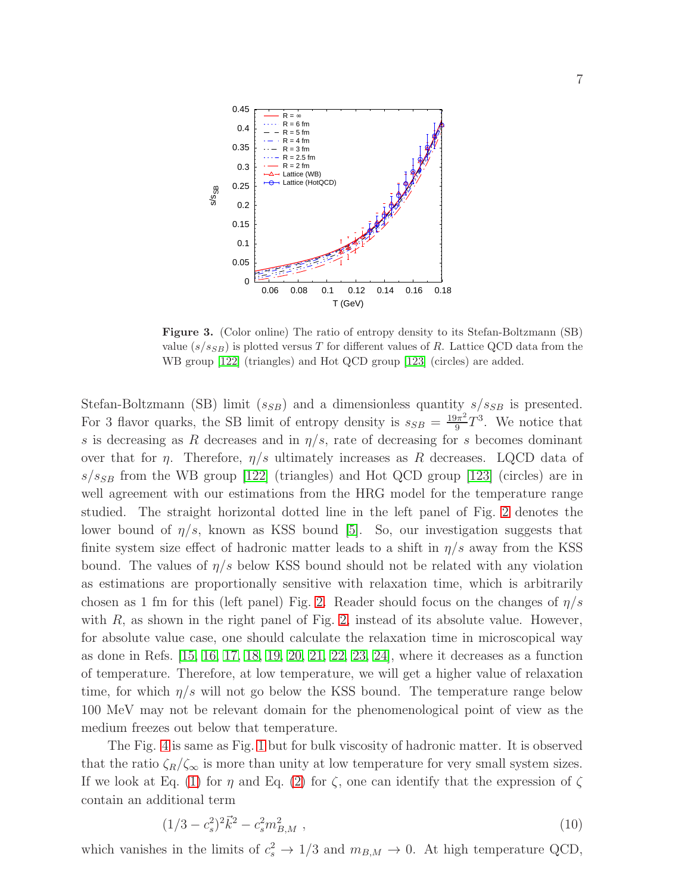**Figure 3.** (Color online) The ratio of entropy density to its Stefan-Boltzmann (SB) value ($s/s_{SB}$) is plotted versus $T$ for different values of $R$. Lattice QCD data from the WB group [122] (triangles) and Hot QCD group [123] (circles) are added.

Stefan-Boltzmann (SB) limit ($s_{SB}$) and a dimensionless quantity $s/s_{SB}$ is presented. For 3 flavor quarks, the SB limit of entropy density is $s_{SB} = \frac{19\pi^2}{9}T^3$. We notice that $s$ is decreasing as $R$ decreases and in $\eta/s$, rate of decreasing for $s$ becomes dominant over that for $\eta$. Therefore, $\eta/s$ ultimately increases as $R$ decreases. LQCD data of $s/s_{SB}$ from the WB group [122] (triangles) and Hot QCD group [123] (circles) are in well agreement with our estimations from the HRG model for the temperature range studied. The straight horizontal dotted line in the left panel of Fig. 2 denotes the lower bound of $\eta/s$, known as KSS bound [5]. So, our investigation suggests that finite system size effect of hadronic matter leads to a shift in $\eta/s$ away from the KSS bound. The values of $\eta/s$ below KSS bound should not be related with any violation as estimations are proportionally sensitive with relaxation time, which is arbitrarily chosen as 1 fm for this (left panel) Fig. 2. Reader should focus on the changes of $\eta/s$ with $R$, as shown in the right panel of Fig. 2, instead of its absolute value. However, for absolute value case, one should calculate the relaxation time in microscopical way as done in Refs. [15, 16, 17, 18, 19, 20, 21, 22, 23, 24], where it decreases as a function of temperature. Therefore, at low temperature, we will get a higher value of relaxation time, for which $\eta/s$ will not go below the KSS bound. The temperature range below 100 MeV may not be relevant domain for the phenomenological point of view as the medium freezes out below that temperature.

The Fig. 4 is same as Fig. 1 but for bulk viscosity of hadronic matter. It is observed that the ratio $\zeta_R/\zeta_\infty$ is more than unity at low temperature for very small system sizes. If we look at Eq. (1) for $\eta$ and Eq. (2) for $\zeta$, one can identify that the expression of $\zeta$ contain an additional term

$$(1/3 - c_s^2)^2\vec{k}^2 - c_s^2 m_{B,M}^2 \ , \tag{10}$$

which vanishes in the limits of $c_s^2 \to 1/3$ and $m_{B,M} \to 0$. At high temperature QCD,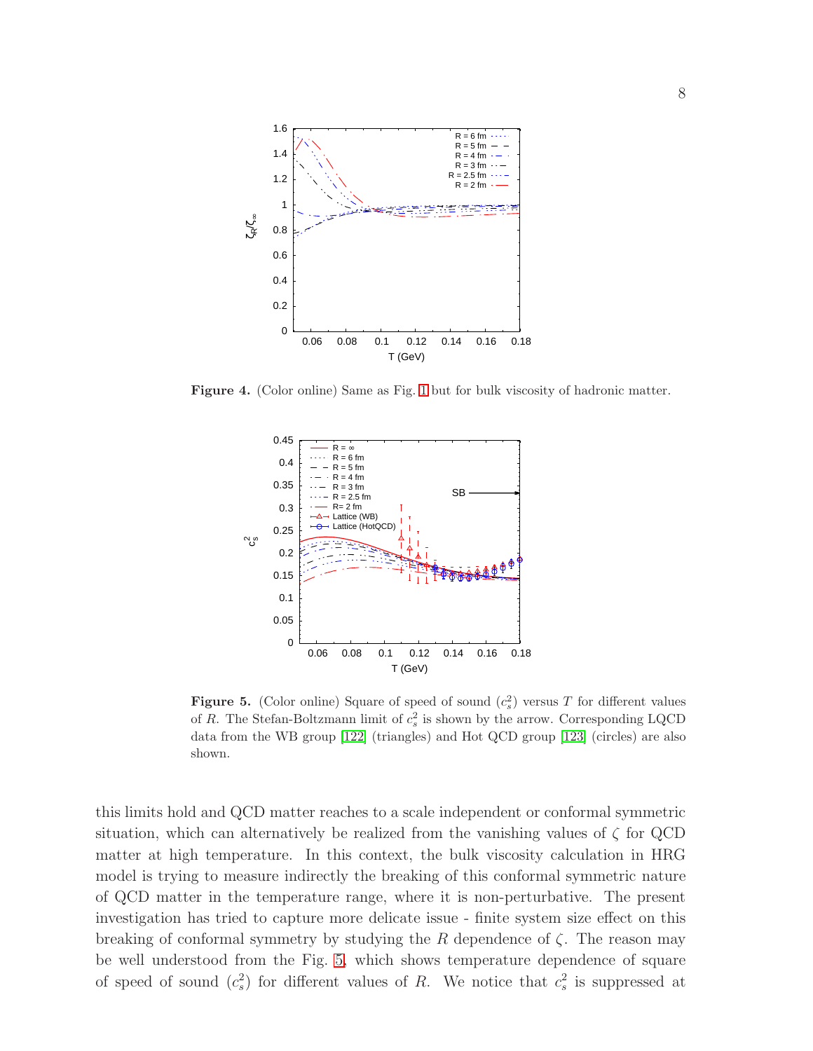**Figure 4.** (Color online) Same as Fig. 1 but for bulk viscosity of hadronic matter.

**Figure 5.** (Color online) Square of speed of sound ($c_s^2$) versus $T$ for different values of $R$. The Stefan-Boltzmann limit of $c_s^2$ is shown by the arrow. Corresponding LQCD data from the WB group [122] (triangles) and Hot QCD group [123] (circles) are also shown.

this limits hold and QCD matter reaches to a scale independent or conformal symmetric situation, which can alternatively be realized from the vanishing values of $\zeta$ for QCD matter at high temperature. In this context, the bulk viscosity calculation in HRG model is trying to measure indirectly the breaking of this conformal symmetric nature of QCD matter in the temperature range, where it is non-perturbative. The present investigation has tried to capture more delicate issue - finite system size effect on this breaking of conformal symmetry by studying the $R$ dependence of $\zeta$. The reason may be well understood from the Fig. 5, which shows temperature dependence of square of speed of sound ($c_s^2$) for different values of $R$. We notice that $c_s^2$ is suppressed at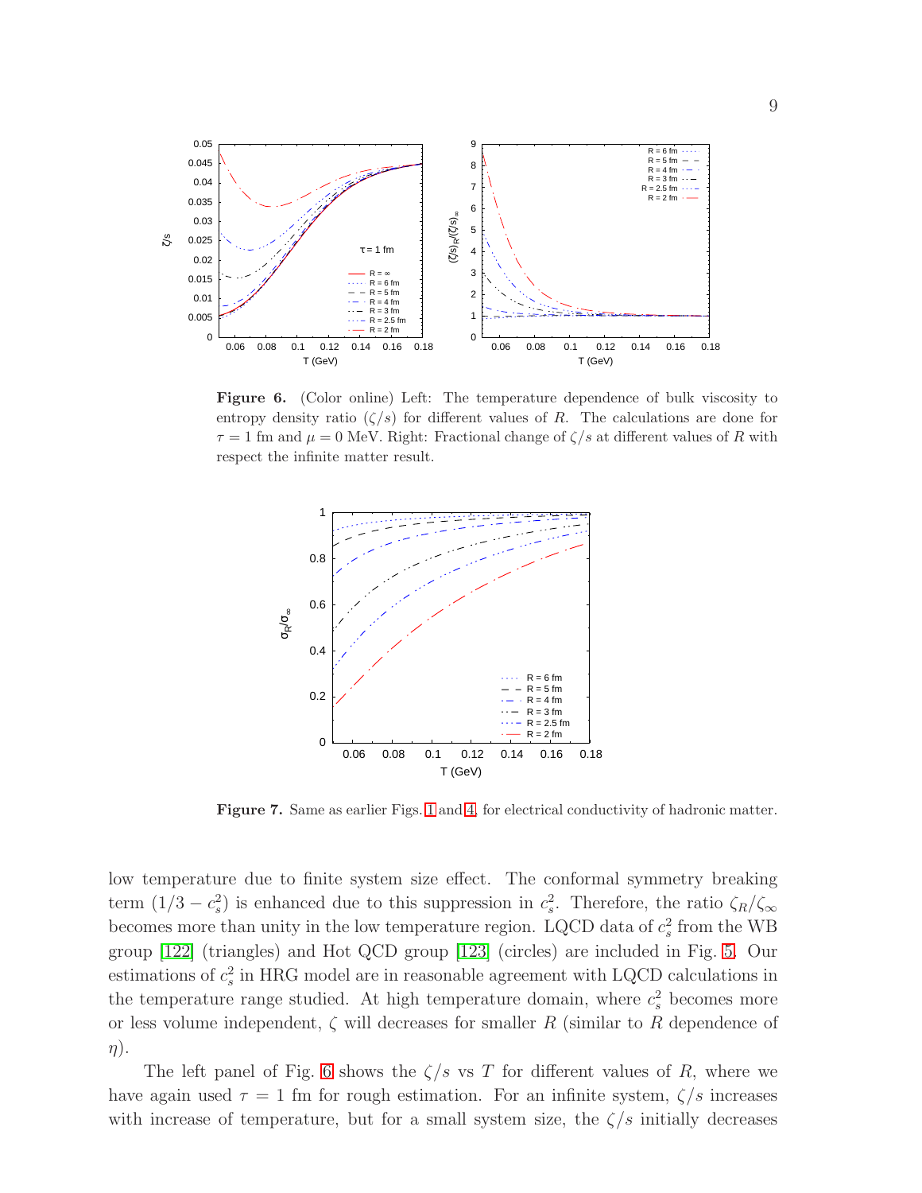**Figure 6.** (Color online) Left: The temperature dependence of bulk viscosity to entropy density ratio ($\zeta/s$) for different values of $R$. The calculations are done for $\tau = 1$ fm and $\mu = 0$ MeV. Right: Fractional change of $\zeta/s$ at different values of $R$ with respect the infinite matter result.

**Figure 7.** Same as earlier Figs. 1 and 4. for electrical conductivity of hadronic matter.

low temperature due to finite system size effect. The conformal symmetry breaking term $(1/3 - c_s^2)$ is enhanced due to this suppression in $c_s^2$. Therefore, the ratio $\zeta_R/\zeta_\infty$ becomes more than unity in the low temperature region. LQCD data of $c_s^2$ from the WB group [122] (triangles) and Hot QCD group [123] (circles) are included in Fig. 5. Our estimations of $c_s^2$ in HRG model are in reasonable agreement with LQCD calculations in the temperature range studied. At high temperature domain, where $c_s^2$ becomes more or less volume independent, $\zeta$ will decreases for smaller $R$ (similar to $R$ dependence of $\eta$).

The left panel of Fig. 6 shows the $\zeta/s$ vs $T$ for different values of $R$, where we have again used $\tau = 1$ fm for rough estimation. For an infinite system, $\zeta/s$ increases with increase of temperature, but for a small system size, the $\zeta/s$ initially decreases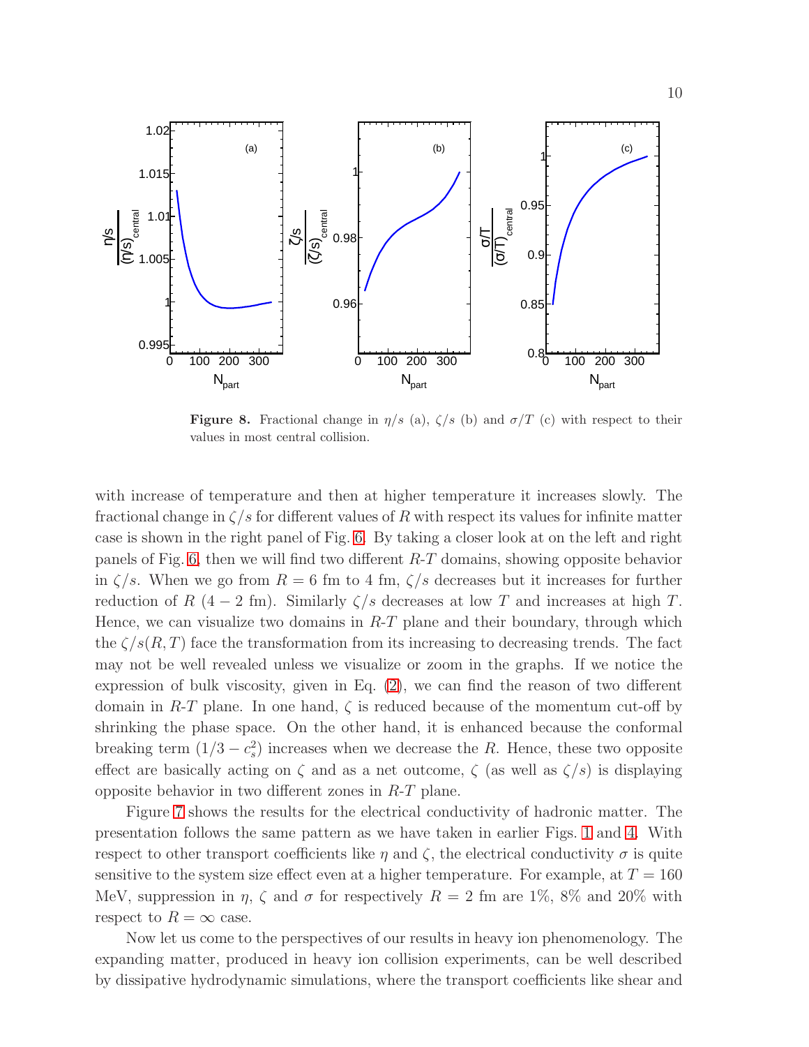**Figure 8.** Fractional change in $\eta/s$ (a), $\zeta/s$ (b) and $\sigma/T$ (c) with respect to their values in most central collision.

with increase of temperature and then at higher temperature it increases slowly. The fractional change in $\zeta/s$ for different values of $R$ with respect its values for infinite matter case is shown in the right panel of Fig. 6. By taking a closer look at on the left and right panels of Fig. 6, then we will find two different $R$-$T$ domains, showing opposite behavior in $\zeta/s$. When we go from $R = 6$ fm to 4 fm, $\zeta/s$ decreases but it increases for further reduction of $R$ ($4 - 2$ fm). Similarly $\zeta/s$ decreases at low $T$ and increases at high $T$. Hence, we can visualize two domains in $R$-$T$ plane and their boundary, through which the $\zeta/s(R,T)$ face the transformation from its increasing to decreasing trends. The fact may not be well revealed unless we visualize or zoom in the graphs. If we notice the expression of bulk viscosity, given in Eq. (2), we can find the reason of two different domain in $R$-$T$ plane. In one hand, $\zeta$ is reduced because of the momentum cut-off by shrinking the phase space. On the other hand, it is enhanced because the conformal breaking term $(1/3 - c_s^2)$ increases when we decrease the $R$. Hence, these two opposite effect are basically acting on $\zeta$ and as a net outcome, $\zeta$ (as well as $\zeta/s$) is displaying opposite behavior in two different zones in $R$-$T$ plane.

Figure 7 shows the results for the electrical conductivity of hadronic matter. The presentation follows the same pattern as we have taken in earlier Figs. 1 and 4. With respect to other transport coefficients like $\eta$ and $\zeta$, the electrical conductivity $\sigma$ is quite sensitive to the system size effect even at a higher temperature. For example, at $T = 160$ MeV, suppression in $\eta$, $\zeta$ and $\sigma$ for respectively $R = 2$ fm are 1%, 8% and 20% with respect to $R = \infty$ case.

Now let us come to the perspectives of our results in heavy ion phenomenology. The expanding matter, produced in heavy ion collision experiments, can be well described by dissipative hydrodynamic simulations, where the transport coefficients like shear and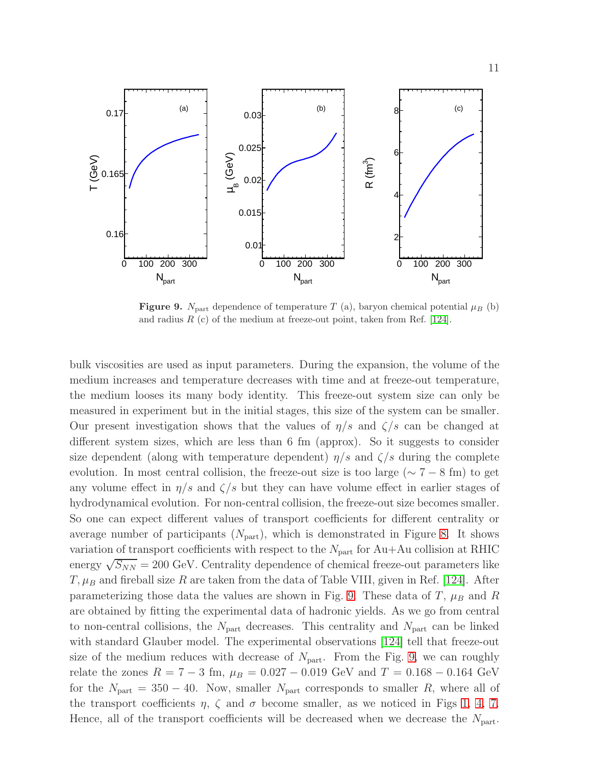**Figure 9.** $N_{\rm part}$ dependence of temperature $T$ (a), baryon chemical potential $\mu_B$ (b) and radius $R$ (c) of the medium at freeze-out point, taken from Ref. [124].

bulk viscosities are used as input parameters. During the expansion, the volume of the medium increases and temperature decreases with time and at freeze-out temperature, the medium looses its many body identity. This freeze-out system size can only be measured in experiment but in the initial stages, this size of the system can be smaller. Our present investigation shows that the values of $\eta/s$ and $\zeta/s$ can be changed at different system sizes, which are less than 6 fm (approx). So it suggests to consider size dependent (along with temperature dependent) $\eta/s$ and $\zeta/s$ during the complete evolution. In most central collision, the freeze-out size is too large ($\sim 7-8$ fm) to get any volume effect in $\eta/s$ and $\zeta/s$ but they can have volume effect in earlier stages of hydrodynamical evolution. For non-central collision, the freeze-out size becomes smaller. So one can expect different values of transport coefficients for different centrality or average number of participants ($N_{\rm part}$), which is demonstrated in Figure 8. It shows variation of transport coefficients with respect to the $N_{\rm part}$ for Au+Au collision at RHIC energy $\sqrt{S_{NN}} = 200$ GeV. Centrality dependence of chemical freeze-out parameters like $T, \mu_B$ and fireball size $R$ are taken from the data of Table VIII, given in Ref. [124]. After parameterizing those data the values are shown in Fig. 9. These data of $T$, $\mu_B$ and $R$ are obtained by fitting the experimental data of hadronic yields. As we go from central to non-central collisions, the $N_{\rm part}$ decreases. This centrality and $N_{\rm part}$ can be linked with standard Glauber model. The experimental observations [124] tell that freeze-out size of the medium reduces with decrease of $N_{\rm part}$. From the Fig. 9, we can roughly relate the zones $R = 7-3$ fm, $\mu_B = 0.027-0.019$ GeV and $T = 0.168-0.164$ GeV for the $N_{\rm part} = 350-40$. Now, smaller $N_{\rm part}$ corresponds to smaller $R$, where all of the transport coefficients $\eta$, $\zeta$ and $\sigma$ become smaller, as we noticed in Figs 1, 4, 7. Hence, all of the transport coefficients will be decreased when we decrease the $N_{\rm part}$.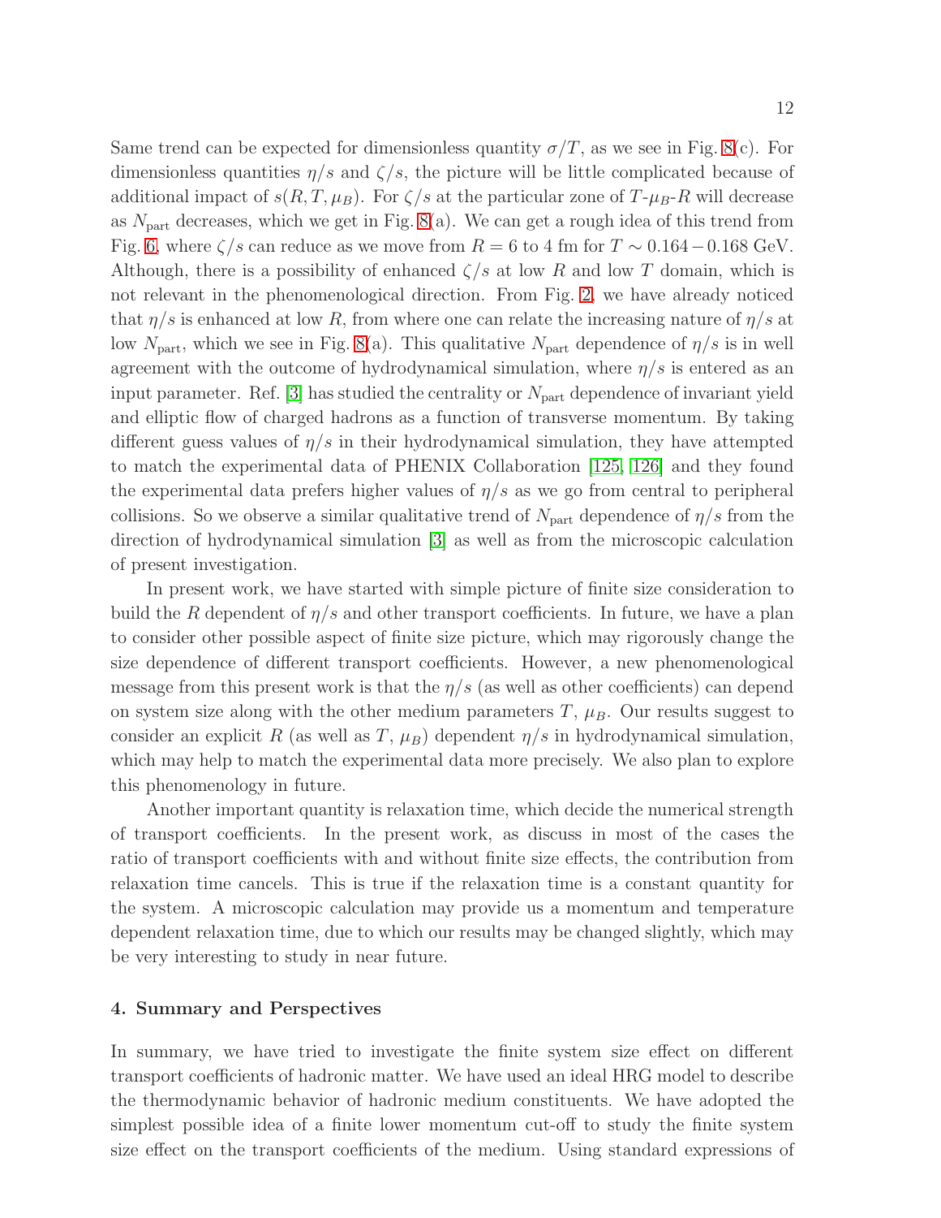Same trend can be expected for dimensionless quantity $\sigma/T$, as we see in Fig. 8(c). For dimensionless quantities $\eta/s$ and $\zeta/s$, the picture will be little complicated because of additional impact of $s(R, T, \mu_B)$. For $\zeta/s$ at the particular zone of $T$-$\mu_B$-$R$ will decrease as $N_{\rm part}$ decreases, which we get in Fig. 8(a). We can get a rough idea of this trend from Fig. 6, where $\zeta/s$ can reduce as we move from $R = 6$ to 4 fm for $T \sim 0.164 - 0.168$ GeV. Although, there is a possibility of enhanced $\zeta/s$ at low $R$ and low $T$ domain, which is not relevant in the phenomenological direction. From Fig. 2, we have already noticed that $\eta/s$ is enhanced at low $R$, from where one can relate the increasing nature of $\eta/s$ at low $N_{\rm part}$, which we see in Fig. 8(a). This qualitative $N_{\rm part}$ dependence of $\eta/s$ is in well agreement with the outcome of hydrodynamical simulation, where $\eta/s$ is entered as an input parameter. Ref. [3] has studied the centrality or $N_{\rm part}$ dependence of invariant yield and elliptic flow of charged hadrons as a function of transverse momentum. By taking different guess values of $\eta/s$ in their hydrodynamical simulation, they have attempted to match the experimental data of PHENIX Collaboration [125, 126] and they found the experimental data prefers higher values of $\eta/s$ as we go from central to peripheral collisions. So we observe a similar qualitative trend of $N_{\rm part}$ dependence of $\eta/s$ from the direction of hydrodynamical simulation [3] as well as from the microscopic calculation of present investigation.

In present work, we have started with simple picture of finite size consideration to build the $R$ dependent of $\eta/s$ and other transport coefficients. In future, we have a plan to consider other possible aspect of finite size picture, which may rigorously change the size dependence of different transport coefficients. However, a new phenomenological message from this present work is that the $\eta/s$ (as well as other coefficients) can depend on system size along with the other medium parameters $T$, $\mu_B$. Our results suggest to consider an explicit $R$ (as well as $T$, $\mu_B$) dependent $\eta/s$ in hydrodynamical simulation, which may help to match the experimental data more precisely. We also plan to explore this phenomenology in future.

Another important quantity is relaxation time, which decide the numerical strength of transport coefficients. In the present work, as discuss in most of the cases the ratio of transport coefficients with and without finite size effects, the contribution from relaxation time cancels. This is true if the relaxation time is a constant quantity for the system. A microscopic calculation may provide us a momentum and temperature dependent relaxation time, due to which our results may be changed slightly, which may be very interesting to study in near future.

## 4. Summary and Perspectives

In summary, we have tried to investigate the finite system size effect on different transport coefficients of hadronic matter. We have used an ideal HRG model to describe the thermodynamic behavior of hadronic medium constituents. We have adopted the simplest possible idea of a finite lower momentum cut-off to study the finite system size effect on the transport coefficients of the medium. Using standard expressions of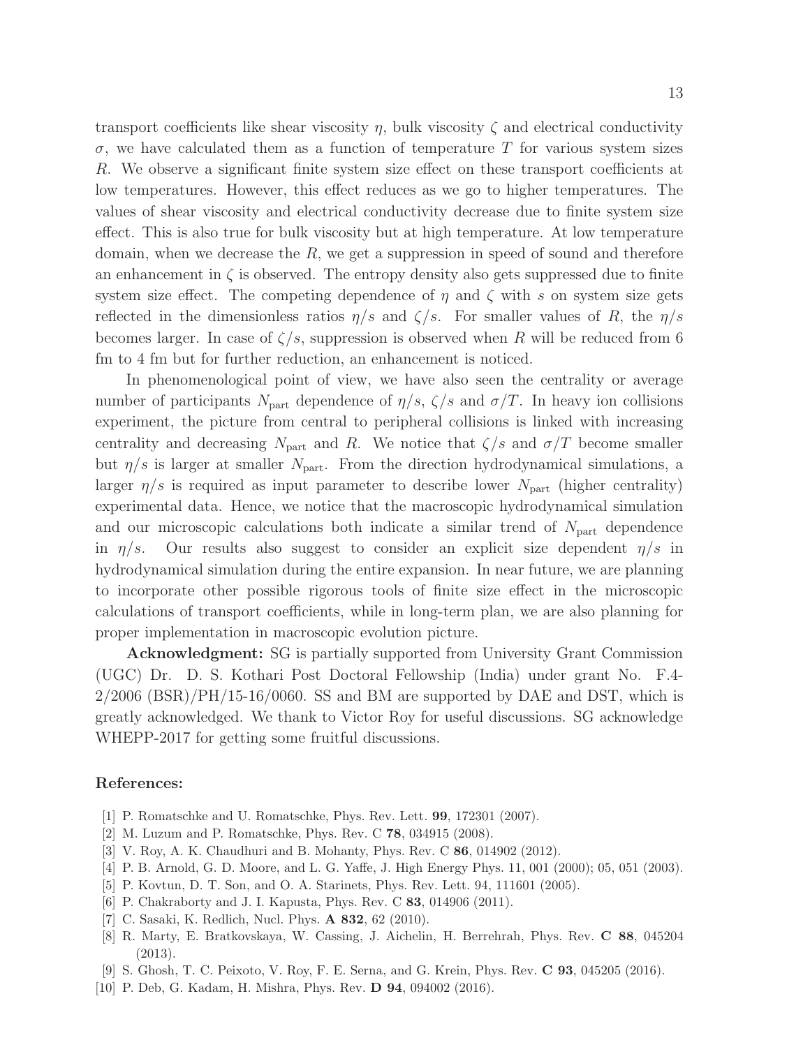transport coefficients like shear viscosity $\eta$, bulk viscosity $\zeta$ and electrical conductivity $\sigma$, we have calculated them as a function of temperature $T$ for various system sizes $R$. We observe a significant finite system size effect on these transport coefficients at low temperatures. However, this effect reduces as we go to higher temperatures. The values of shear viscosity and electrical conductivity decrease due to finite system size effect. This is also true for bulk viscosity but at high temperature. At low temperature domain, when we decrease the $R$, we get a suppression in speed of sound and therefore an enhancement in $\zeta$ is observed. The entropy density also gets suppressed due to finite system size effect. The competing dependence of $\eta$ and $\zeta$ with $s$ on system size gets reflected in the dimensionless ratios $\eta/s$ and $\zeta/s$. For smaller values of $R$, the $\eta/s$ becomes larger. In case of $\zeta/s$, suppression is observed when $R$ will be reduced from 6 fm to 4 fm but for further reduction, an enhancement is noticed.

In phenomenological point of view, we have also seen the centrality or average number of participants $N_{\rm part}$ dependence of $\eta/s$, $\zeta/s$ and $\sigma/T$. In heavy ion collisions experiment, the picture from central to peripheral collisions is linked with increasing centrality and decreasing $N_{\rm part}$ and $R$. We notice that $\zeta/s$ and $\sigma/T$ become smaller but $\eta/s$ is larger at smaller $N_{\rm part}$. From the direction hydrodynamical simulations, a larger $\eta/s$ is required as input parameter to describe lower $N_{\rm part}$ (higher centrality) experimental data. Hence, we notice that the macroscopic hydrodynamical simulation and our microscopic calculations both indicate a similar trend of $N_{\rm part}$ dependence in $\eta/s$. Our results also suggest to consider an explicit size dependent $\eta/s$ in hydrodynamical simulation during the entire expansion. In near future, we are planning to incorporate other possible rigorous tools of finite size effect in the microscopic calculations of transport coefficients, while in long-term plan, we are also planning for proper implementation in macroscopic evolution picture.

**Acknowledgment:** SG is partially supported from University Grant Commission (UGC) Dr. D. S. Kothari Post Doctoral Fellowship (India) under grant No. F.4-2/2006 (BSR)/PH/15-16/0060. SS and BM are supported by DAE and DST, which is greatly acknowledged. We thank to Victor Roy for useful discussions. SG acknowledge WHEPP-2017 for getting some fruitful discussions.

## References:

[1] P. Romatschke and U. Romatschke, Phys. Rev. Lett. **99**, 172301 (2007).

[2] M. Luzum and P. Romatschke, Phys. Rev. C **78**, 034915 (2008).

[3] V. Roy, A. K. Chaudhuri and B. Mohanty, Phys. Rev. C **86**, 014902 (2012).

[4] P. B. Arnold, G. D. Moore, and L. G. Yaffe, J. High Energy Phys. 11, 001 (2000); 05, 051 (2003).

[5] P. Kovtun, D. T. Son, and O. A. Starinets, Phys. Rev. Lett. 94, 111601 (2005).

[6] P. Chakraborty and J. I. Kapusta, Phys. Rev. C **83**, 014906 (2011).

[7] C. Sasaki, K. Redlich, Nucl. Phys. **A 832**, 62 (2010).

[8] R. Marty, E. Bratkovskaya, W. Cassing, J. Aichelin, H. Berrehrah, Phys. Rev. **C 88**, 045204 (2013).

[9] S. Ghosh, T. C. Peixoto, V. Roy, F. E. Serna, and G. Krein, Phys. Rev. **C 93**, 045205 (2016).

[10] P. Deb, G. Kadam, H. Mishra, Phys. Rev. **D 94**, 094002 (2016).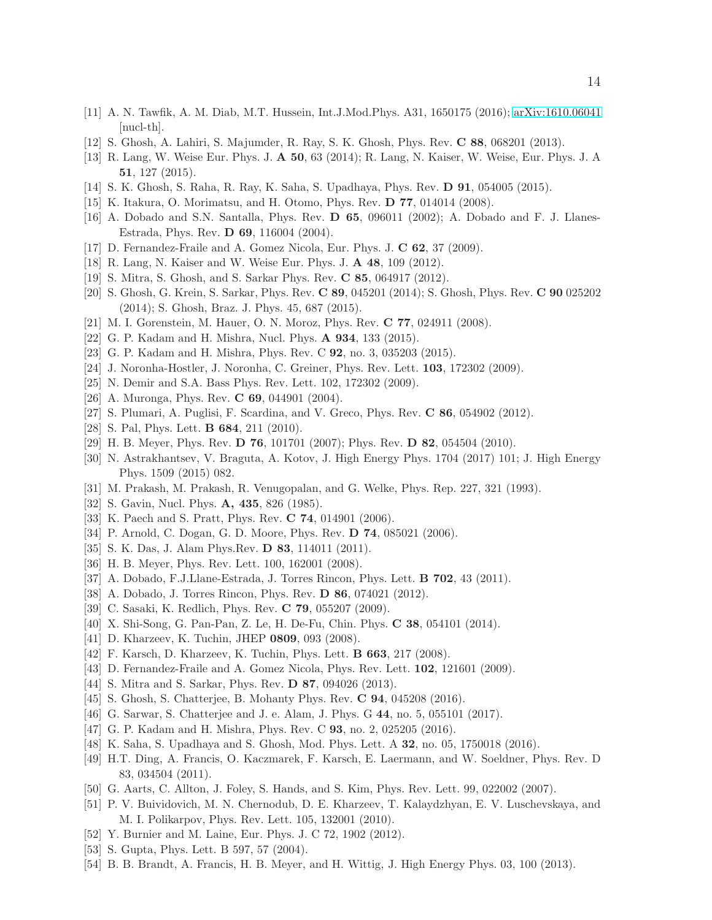[11] A. N. Tawfik, A. M. Diab, M.T. Hussein, Int.J.Mod.Phys. A31, 1650175 (2016); arXiv:1610.06041 [nucl-th].

[12] S. Ghosh, A. Lahiri, S. Majumder, R. Ray, S. K. Ghosh, Phys. Rev. **C 88**, 068201 (2013).

[13] R. Lang, W. Weise Eur. Phys. J. **A 50**, 63 (2014); R. Lang, N. Kaiser, W. Weise, Eur. Phys. J. A **51**, 127 (2015).

[14] S. K. Ghosh, S. Raha, R. Ray, K. Saha, S. Upadhaya, Phys. Rev. **D 91**, 054005 (2015).

[15] K. Itakura, O. Morimatsu, and H. Otomo, Phys. Rev. **D 77**, 014014 (2008).

[16] A. Dobado and S.N. Santalla, Phys. Rev. **D 65**, 096011 (2002); A. Dobado and F. J. Llanes-Estrada, Phys. Rev. **D 69**, 116004 (2004).

[17] D. Fernandez-Fraile and A. Gomez Nicola, Eur. Phys. J. **C 62**, 37 (2009).

[18] R. Lang, N. Kaiser and W. Weise Eur. Phys. J. **A 48**, 109 (2012).

[19] S. Mitra, S. Ghosh, and S. Sarkar Phys. Rev. **C 85**, 064917 (2012).

[20] S. Ghosh, G. Krein, S. Sarkar, Phys. Rev. **C 89**, 045201 (2014); S. Ghosh, Phys. Rev. **C 90** 025202 (2014); S. Ghosh, Braz. J. Phys. 45, 687 (2015).

[21] M. I. Gorenstein, M. Hauer, O. N. Moroz, Phys. Rev. **C 77**, 024911 (2008).

[22] G. P. Kadam and H. Mishra, Nucl. Phys. **A 934**, 133 (2015).

[23] G. P. Kadam and H. Mishra, Phys. Rev. C **92**, no. 3, 035203 (2015).

[24] J. Noronha-Hostler, J. Noronha, C. Greiner, Phys. Rev. Lett. **103**, 172302 (2009).

[25] N. Demir and S.A. Bass Phys. Rev. Lett. 102, 172302 (2009).

[26] A. Muronga, Phys. Rev. **C 69**, 044901 (2004).

[27] S. Plumari, A. Puglisi, F. Scardina, and V. Greco, Phys. Rev. **C 86**, 054902 (2012).

[28] S. Pal, Phys. Lett. **B 684**, 211 (2010).

[29] H. B. Meyer, Phys. Rev. **D 76**, 101701 (2007); Phys. Rev. **D 82**, 054504 (2010).

[30] N. Astrakhantsev, V. Braguta, A. Kotov, J. High Energy Phys. 1704 (2017) 101; J. High Energy Phys. 1509 (2015) 082.

[31] M. Prakash, M. Prakash, R. Venugopalan, and G. Welke, Phys. Rep. 227, 321 (1993).

[32] S. Gavin, Nucl. Phys. **A, 435**, 826 (1985).

[33] K. Paech and S. Pratt, Phys. Rev. **C 74**, 014901 (2006).

[34] P. Arnold, C. Dogan, G. D. Moore, Phys. Rev. **D 74**, 085021 (2006).

[35] S. K. Das, J. Alam Phys.Rev. **D 83**, 114011 (2011).

[36] H. B. Meyer, Phys. Rev. Lett. 100, 162001 (2008).

[37] A. Dobado, F.J.Llane-Estrada, J. Torres Rincon, Phys. Lett. **B 702**, 43 (2011).

[38] A. Dobado, J. Torres Rincon, Phys. Rev. **D 86**, 074021 (2012).

[39] C. Sasaki, K. Redlich, Phys. Rev. **C 79**, 055207 (2009).

[40] X. Shi-Song, G. Pan-Pan, Z. Le, H. De-Fu, Chin. Phys. **C 38**, 054101 (2014).

[41] D. Kharzeev, K. Tuchin, JHEP **0809**, 093 (2008).

[42] F. Karsch, D. Kharzeev, K. Tuchin, Phys. Lett. **B 663**, 217 (2008).

[43] D. Fernandez-Fraile and A. Gomez Nicola, Phys. Rev. Lett. **102**, 121601 (2009).

[44] S. Mitra and S. Sarkar, Phys. Rev. **D 87**, 094026 (2013).

[45] S. Ghosh, S. Chatterjee, B. Mohanty Phys. Rev. **C 94**, 045208 (2016).

[46] G. Sarwar, S. Chatterjee and J. e. Alam, J. Phys. G **44**, no. 5, 055101 (2017).

[47] G. P. Kadam and H. Mishra, Phys. Rev. C **93**, no. 2, 025205 (2016).

[48] K. Saha, S. Upadhaya and S. Ghosh, Mod. Phys. Lett. A **32**, no. 05, 1750018 (2016).

[49] H.T. Ding, A. Francis, O. Kaczmarek, F. Karsch, E. Laermann, and W. Soeldner, Phys. Rev. D 83, 034504 (2011).

[50] G. Aarts, C. Allton, J. Foley, S. Hands, and S. Kim, Phys. Rev. Lett. 99, 022002 (2007).

[51] P. V. Buividovich, M. N. Chernodub, D. E. Kharzeev, T. Kalaydzhyan, E. V. Luschevskaya, and M. I. Polikarpov, Phys. Rev. Lett. 105, 132001 (2010).

[52] Y. Burnier and M. Laine, Eur. Phys. J. C 72, 1902 (2012).

[53] S. Gupta, Phys. Lett. B 597, 57 (2004).

[54] B. B. Brandt, A. Francis, H. B. Meyer, and H. Wittig, J. High Energy Phys. 03, 100 (2013).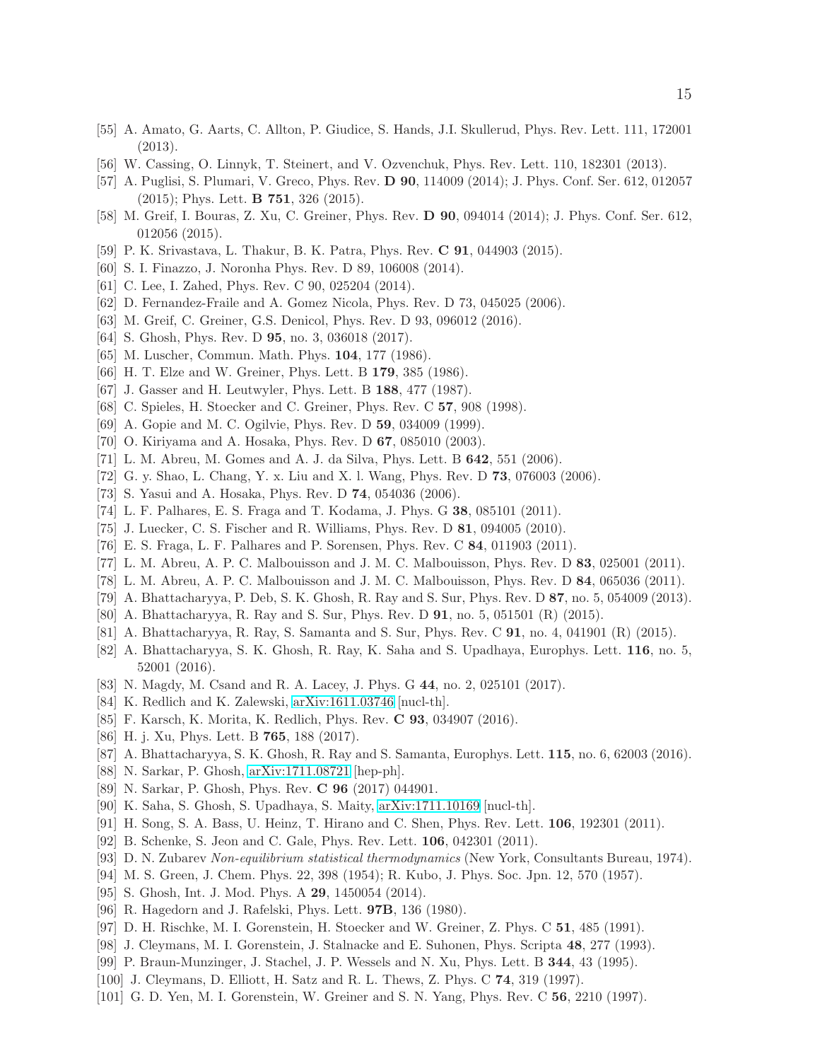[55] A. Amato, G. Aarts, C. Allton, P. Giudice, S. Hands, J.I. Skullerud, Phys. Rev. Lett. 111, 172001 (2013).

[56] W. Cassing, O. Linnyk, T. Steinert, and V. Ozvenchuk, Phys. Rev. Lett. 110, 182301 (2013).

[57] A. Puglisi, S. Plumari, V. Greco, Phys. Rev. **D 90**, 114009 (2014); J. Phys. Conf. Ser. 612, 012057 (2015); Phys. Lett. **B 751**, 326 (2015).

[58] M. Greif, I. Bouras, Z. Xu, C. Greiner, Phys. Rev. **D 90**, 094014 (2014); J. Phys. Conf. Ser. 612, 012056 (2015).

[59] P. K. Srivastava, L. Thakur, B. K. Patra, Phys. Rev. **C 91**, 044903 (2015).

[60] S. I. Finazzo, J. Noronha Phys. Rev. D 89, 106008 (2014).

[61] C. Lee, I. Zahed, Phys. Rev. C 90, 025204 (2014).

[62] D. Fernandez-Fraile and A. Gomez Nicola, Phys. Rev. D 73, 045025 (2006).

[63] M. Greif, C. Greiner, G.S. Denicol, Phys. Rev. D 93, 096012 (2016).

[64] S. Ghosh, Phys. Rev. D **95**, no. 3, 036018 (2017).

[65] M. Luscher, Commun. Math. Phys. **104**, 177 (1986).

[66] H. T. Elze and W. Greiner, Phys. Lett. B **179**, 385 (1986).

[67] J. Gasser and H. Leutwyler, Phys. Lett. B **188**, 477 (1987).

[68] C. Spieles, H. Stoecker and C. Greiner, Phys. Rev. C **57**, 908 (1998).

[69] A. Gopie and M. C. Ogilvie, Phys. Rev. D **59**, 034009 (1999).

[70] O. Kiriyama and A. Hosaka, Phys. Rev. D **67**, 085010 (2003).

[71] L. M. Abreu, M. Gomes and A. J. da Silva, Phys. Lett. B **642**, 551 (2006).

[72] G. y. Shao, L. Chang, Y. x. Liu and X. l. Wang, Phys. Rev. D **73**, 076003 (2006).

[73] S. Yasui and A. Hosaka, Phys. Rev. D **74**, 054036 (2006).

[74] L. F. Palhares, E. S. Fraga and T. Kodama, J. Phys. G **38**, 085101 (2011).

[75] J. Luecker, C. S. Fischer and R. Williams, Phys. Rev. D **81**, 094005 (2010).

[76] E. S. Fraga, L. F. Palhares and P. Sorensen, Phys. Rev. C **84**, 011903 (2011).

[77] L. M. Abreu, A. P. C. Malbouisson and J. M. C. Malbouisson, Phys. Rev. D **83**, 025001 (2011).

[78] L. M. Abreu, A. P. C. Malbouisson and J. M. C. Malbouisson, Phys. Rev. D **84**, 065036 (2011).

[79] A. Bhattacharyya, P. Deb, S. K. Ghosh, R. Ray and S. Sur, Phys. Rev. D **87**, no. 5, 054009 (2013).

[80] A. Bhattacharyya, R. Ray and S. Sur, Phys. Rev. D **91**, no. 5, 051501 (R) (2015).

[81] A. Bhattacharyya, R. Ray, S. Samanta and S. Sur, Phys. Rev. C **91**, no. 4, 041901 (R) (2015).

[82] A. Bhattacharyya, S. K. Ghosh, R. Ray, K. Saha and S. Upadhaya, Europhys. Lett. **116**, no. 5, 52001 (2016).

[83] N. Magdy, M. Csand and R. A. Lacey, J. Phys. G **44**, no. 2, 025101 (2017).

[84] K. Redlich and K. Zalewski, arXiv:1611.03746 [nucl-th].

[85] F. Karsch, K. Morita, K. Redlich, Phys. Rev. **C 93**, 034907 (2016).

[86] H. j. Xu, Phys. Lett. B **765**, 188 (2017).

[87] A. Bhattacharyya, S. K. Ghosh, R. Ray and S. Samanta, Europhys. Lett. **115**, no. 6, 62003 (2016).

[88] N. Sarkar, P. Ghosh, arXiv:1711.08721 [hep-ph].

[89] N. Sarkar, P. Ghosh, Phys. Rev. **C 96** (2017) 044901.

[90] K. Saha, S. Ghosh, S. Upadhaya, S. Maity, arXiv:1711.10169 [nucl-th].

[91] H. Song, S. A. Bass, U. Heinz, T. Hirano and C. Shen, Phys. Rev. Lett. **106**, 192301 (2011).

[92] B. Schenke, S. Jeon and C. Gale, Phys. Rev. Lett. **106**, 042301 (2011).

[93] D. N. Zubarev *Non-equilibrium statistical thermodynamics* (New York, Consultants Bureau, 1974).

[94] M. S. Green, J. Chem. Phys. 22, 398 (1954); R. Kubo, J. Phys. Soc. Jpn. 12, 570 (1957).

[95] S. Ghosh, Int. J. Mod. Phys. A **29**, 1450054 (2014).

[96] R. Hagedorn and J. Rafelski, Phys. Lett. **97B**, 136 (1980).

[97] D. H. Rischke, M. I. Gorenstein, H. Stoecker and W. Greiner, Z. Phys. C **51**, 485 (1991).

[98] J. Cleymans, M. I. Gorenstein, J. Stalnacke and E. Suhonen, Phys. Scripta **48**, 277 (1993).

[99] P. Braun-Munzinger, J. Stachel, J. P. Wessels and N. Xu, Phys. Lett. B **344**, 43 (1995).

[100] J. Cleymans, D. Elliott, H. Satz and R. L. Thews, Z. Phys. C **74**, 319 (1997).

[101] G. D. Yen, M. I. Gorenstein, W. Greiner and S. N. Yang, Phys. Rev. C **56**, 2210 (1997).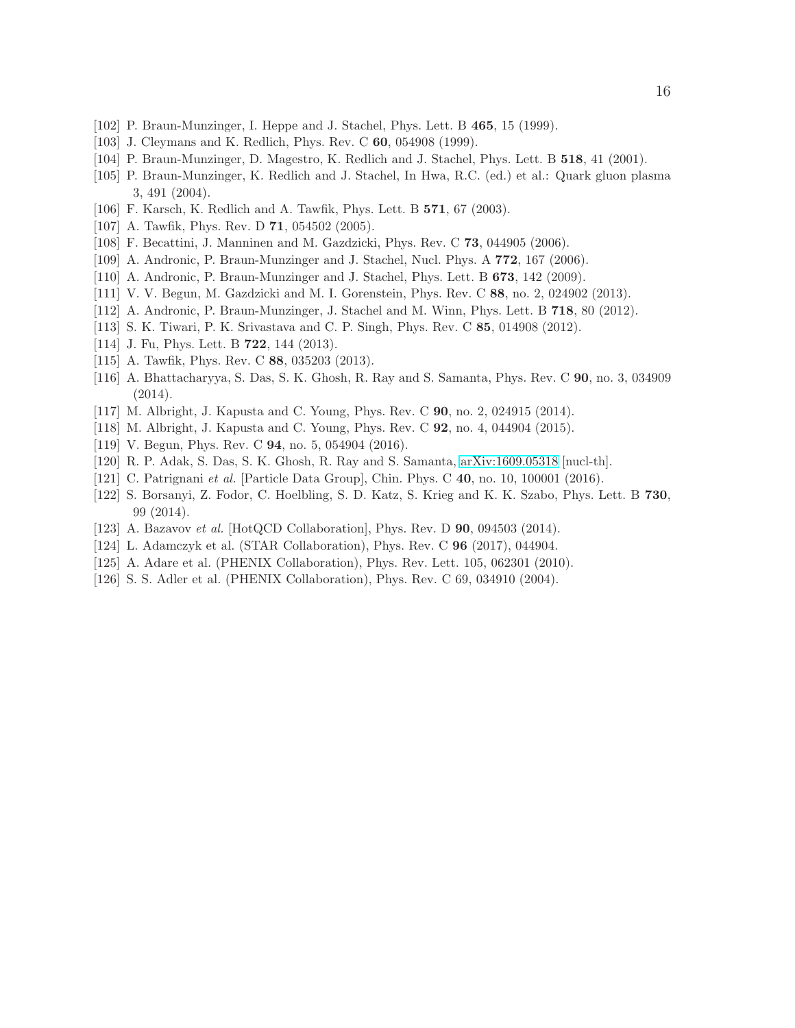[102] P. Braun-Munzinger, I. Heppe and J. Stachel, Phys. Lett. B **465**, 15 (1999).

[103] J. Cleymans and K. Redlich, Phys. Rev. C **60**, 054908 (1999).

[104] P. Braun-Munzinger, D. Magestro, K. Redlich and J. Stachel, Phys. Lett. B **518**, 41 (2001).

[105] P. Braun-Munzinger, K. Redlich and J. Stachel, In Hwa, R.C. (ed.) et al.: Quark gluon plasma 3, 491 (2004).

[106] F. Karsch, K. Redlich and A. Tawfik, Phys. Lett. B **571**, 67 (2003).

[107] A. Tawfik, Phys. Rev. D **71**, 054502 (2005).

[108] F. Becattini, J. Manninen and M. Gazdzicki, Phys. Rev. C **73**, 044905 (2006).

[109] A. Andronic, P. Braun-Munzinger and J. Stachel, Nucl. Phys. A **772**, 167 (2006).

[110] A. Andronic, P. Braun-Munzinger and J. Stachel, Phys. Lett. B **673**, 142 (2009).

[111] V. V. Begun, M. Gazdzicki and M. I. Gorenstein, Phys. Rev. C **88**, no. 2, 024902 (2013).

[112] A. Andronic, P. Braun-Munzinger, J. Stachel and M. Winn, Phys. Lett. B **718**, 80 (2012).

[113] S. K. Tiwari, P. K. Srivastava and C. P. Singh, Phys. Rev. C **85**, 014908 (2012).

[114] J. Fu, Phys. Lett. B **722**, 144 (2013).

[115] A. Tawfik, Phys. Rev. C **88**, 035203 (2013).

[116] A. Bhattacharyya, S. Das, S. K. Ghosh, R. Ray and S. Samanta, Phys. Rev. C **90**, no. 3, 034909 (2014).

[117] M. Albright, J. Kapusta and C. Young, Phys. Rev. C **90**, no. 2, 024915 (2014).

[118] M. Albright, J. Kapusta and C. Young, Phys. Rev. C **92**, no. 4, 044904 (2015).

[119] V. Begun, Phys. Rev. C **94**, no. 5, 054904 (2016).

[120] R. P. Adak, S. Das, S. K. Ghosh, R. Ray and S. Samanta, arXiv:1609.05318 [nucl-th].

[121] C. Patrignani *et al.* [Particle Data Group], Chin. Phys. C **40**, no. 10, 100001 (2016).

[122] S. Borsanyi, Z. Fodor, C. Hoelbling, S. D. Katz, S. Krieg and K. K. Szabo, Phys. Lett. B **730**, 99 (2014).

[123] A. Bazavov *et al.* [HotQCD Collaboration], Phys. Rev. D **90**, 094503 (2014).

[124] L. Adamczyk et al. (STAR Collaboration), Phys. Rev. C **96** (2017), 044904.

[125] A. Adare et al. (PHENIX Collaboration), Phys. Rev. Lett. 105, 062301 (2010).

[126] S. S. Adler et al. (PHENIX Collaboration), Phys. Rev. C 69, 034910 (2004).